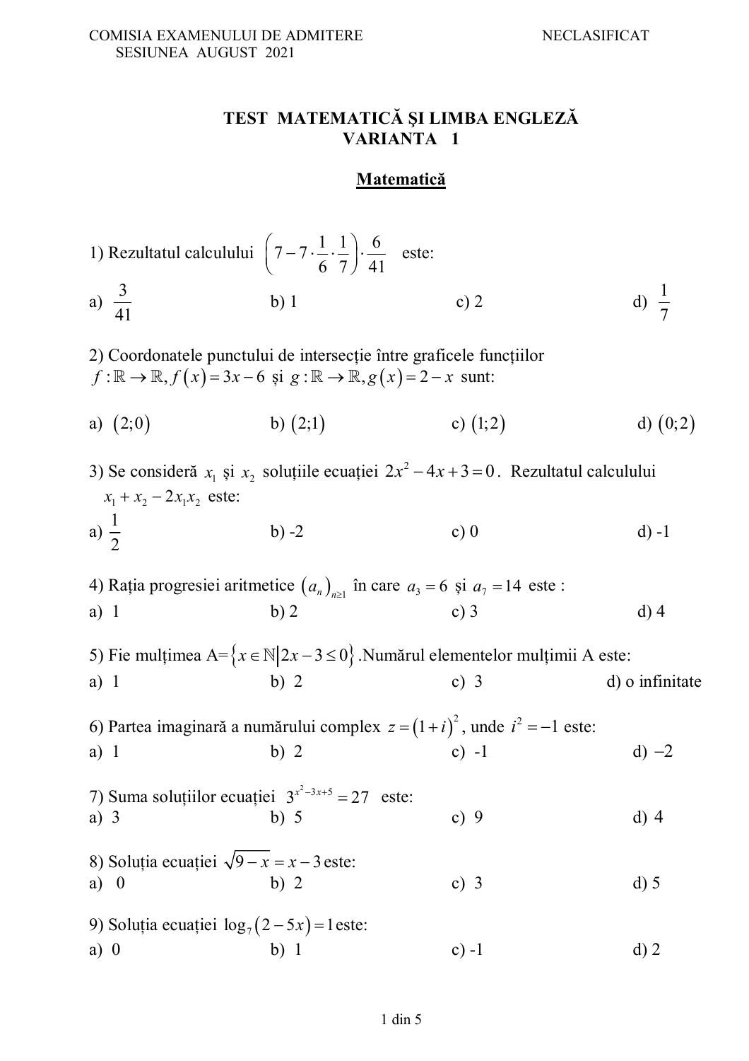COMISIA EXAMENULUI DE ADMITERE NECLASIFICAT
SESIUNEA AUGUST 2021

# TEST MATEMATICĂ ŞI LIMBA ENGLEZĂ
# VARIANTA 1

## Matematică

1) Rezultatul calculului $\left(7-7\cdot\frac{1}{6}\cdot\frac{1}{7}\right)\cdot\frac{6}{41}$ este:

a) $\frac{3}{41}$ b) 1 c) 2 d) $\frac{1}{7}$

2) Coordonatele punctului de intersecție între graficele funcțiilor $f:\mathbb{R}\to\mathbb{R}, f(x)=3x-6$ și $g:\mathbb{R}\to\mathbb{R}, g(x)=2-x$ sunt:

a) $(2;0)$ b) $(2;1)$ c) $(1;2)$ d) $(0;2)$

3) Se consideră $x_1$ și $x_2$ soluțiile ecuației $2x^2-4x+3=0$. Rezultatul calculului $x_1+x_2-2x_1x_2$ este:

a) $\frac{1}{2}$ b) -2 c) 0 d) -1

4) Rația progresiei aritmetice $(a_n)_{n\geq 1}$ în care $a_3=6$ și $a_7=14$ este :

a) 1 b) 2 c) 3 d) 4

5) Fie mulțimea A=$\{x\in\mathbb{N} \mid 2x-3\leq 0\}$.Numărul elementelor mulțimii A este:

a) 1 b) 2 c) 3 d) o infinitate

6) Partea imaginară a numărului complex $z=(1+i)^2$, unde $i^2=-1$ este:

a) 1 b) 2 c) -1 d) $-2$

7) Suma soluțiilor ecuației $3^{x^2-3x+5}=27$ este:

a) 3 b) 5 c) 9 d) 4

8) Soluția ecuației $\sqrt{9-x}=x-3$ este:

a) 0 b) 2 c) 3 d) 5

9) Soluția ecuației $\log_7(2-5x)=1$ este:

a) 0 b) 1 c) -1 d) 2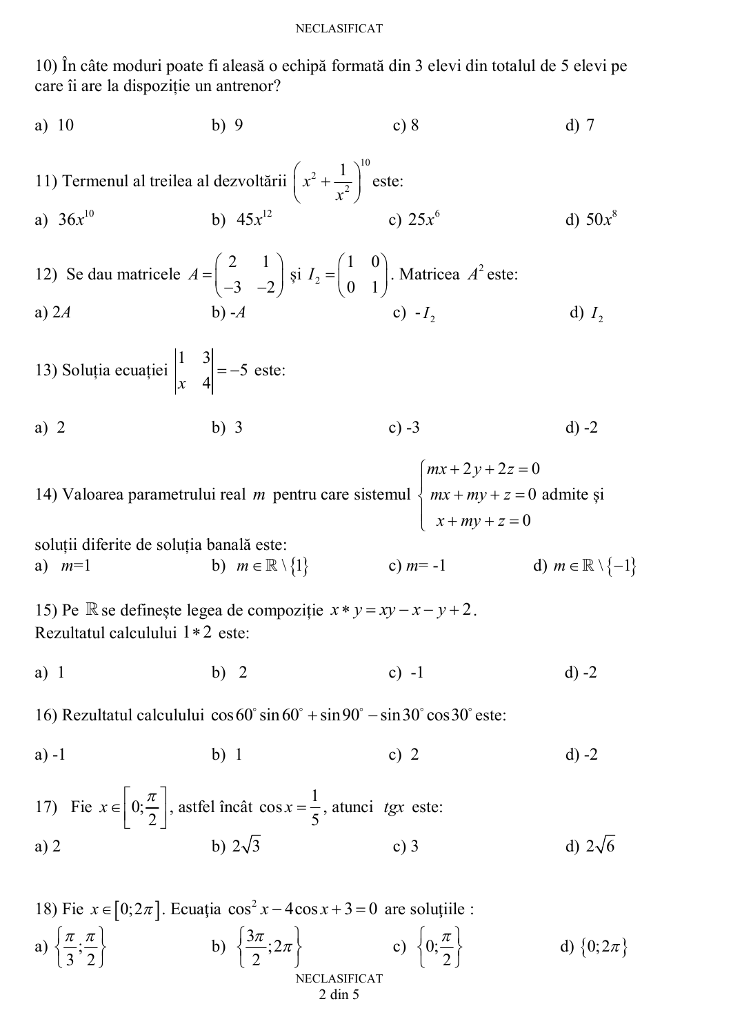10) În câte moduri poate fi aleasă o echipă formată din 3 elevi din totalul de 5 elevi pe care îi are la dispoziție un antrenor?

a) 10 b) 9 c) 8 d) 7

11) Termenul al treilea al dezvoltării $\left(x^2+\dfrac{1}{x^2}\right)^{10}$ este:

a) $36x^{10}$ b) $45x^{12}$ c) $25x^6$ d) $50x^8$

12) Se dau matricele $A=\begin{pmatrix} 2 & 1 \\ -3 & -2 \end{pmatrix}$ și $I_2=\begin{pmatrix} 1 & 0 \\ 0 & 1 \end{pmatrix}$. Matricea $A^2$ este:

a) $2A$ b) $-A$ c) $-I_2$ d) $I_2$

13) Soluția ecuației $\begin{vmatrix} 1 & 3 \\ x & 4 \end{vmatrix}=-5$ este:

a) 2 b) 3 c) -3 d) -2

14) Valoarea parametrului real $m$ pentru care sistemul $\begin{cases} mx+2y+2z=0 \\ mx+my+z=0 \\ x+my+z=0 \end{cases}$ admite și soluții diferite de soluția banală este:

a) $m=1$ b) $m\in\mathbb{R}\setminus\{1\}$ c) $m=-1$ d) $m\in\mathbb{R}\setminus\{-1\}$

15) Pe $\mathbb{R}$ se definește legea de compoziție $x*y=xy-x-y+2$.
Rezultatul calculului $1*2$ este:

a) 1 b) 2 c) -1 d) -2

16) Rezultatul calculului $\cos 60^\circ \sin 60^\circ + \sin 90^\circ - \sin 30^\circ \cos 30^\circ$ este:

a) -1 b) 1 c) 2 d) -2

17) Fie $x\in\left[0;\dfrac{\pi}{2}\right]$, astfel încât $\cos x=\dfrac{1}{5}$, atunci $tgx$ este:

a) 2 b) $2\sqrt{3}$ c) 3 d) $2\sqrt{6}$

18) Fie $x\in[0;2\pi]$. Ecuaţia $\cos^2 x-4\cos x+3=0$ are soluțiile :

a) $\left\{\dfrac{\pi}{3};\dfrac{\pi}{2}\right\}$ b) $\left\{\dfrac{3\pi}{2};2\pi\right\}$ c) $\left\{0;\dfrac{\pi}{2}\right\}$ d) $\{0;2\pi\}$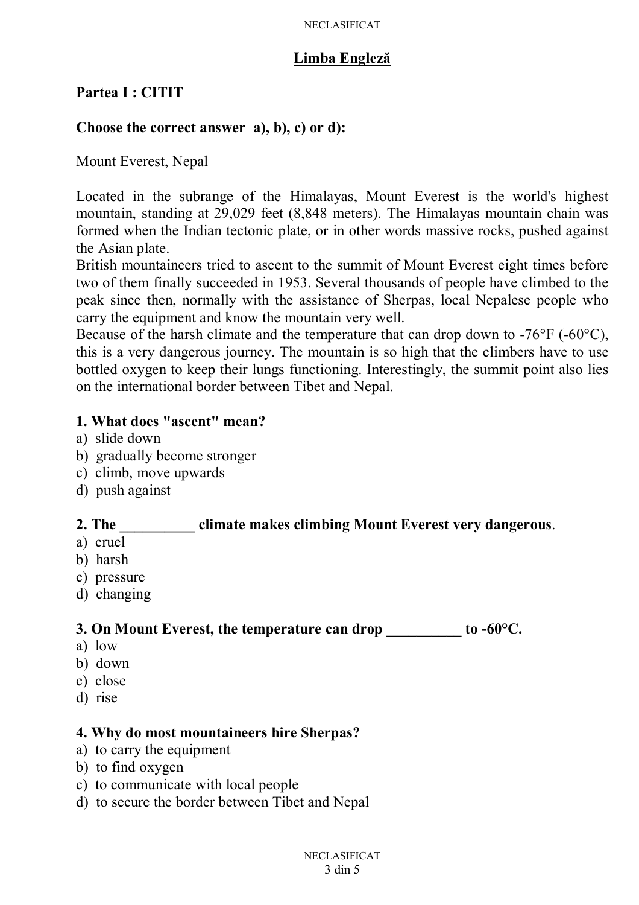## Limba Engleză

**Partea I : CITIT**

**Choose the correct answer a), b), c) or d):**

Mount Everest, Nepal

Located in the subrange of the Himalayas, Mount Everest is the world's highest mountain, standing at 29,029 feet (8,848 meters). The Himalayas mountain chain was formed when the Indian tectonic plate, or in other words massive rocks, pushed against the Asian plate.
British mountaineers tried to ascent to the summit of Mount Everest eight times before two of them finally succeeded in 1953. Several thousands of people have climbed to the peak since then, normally with the assistance of Sherpas, local Nepalese people who carry the equipment and know the mountain very well.
Because of the harsh climate and the temperature that can drop down to -76°F (-60°C), this is a very dangerous journey. The mountain is so high that the climbers have to use bottled oxygen to keep their lungs functioning. Interestingly, the summit point also lies on the international border between Tibet and Nepal.

**1. What does "ascent" mean?**

a) slide down
b) gradually become stronger
c) climb, move upwards
d) push against

**2. The __________ climate makes climbing Mount Everest very dangerous.**

a) cruel
b) harsh
c) pressure
d) changing

**3. On Mount Everest, the temperature can drop __________ to -60°C.**

a) low
b) down
c) close
d) rise

**4. Why do most mountaineers hire Sherpas?**

a) to carry the equipment
b) to find oxygen
c) to communicate with local people
d) to secure the border between Tibet and Nepal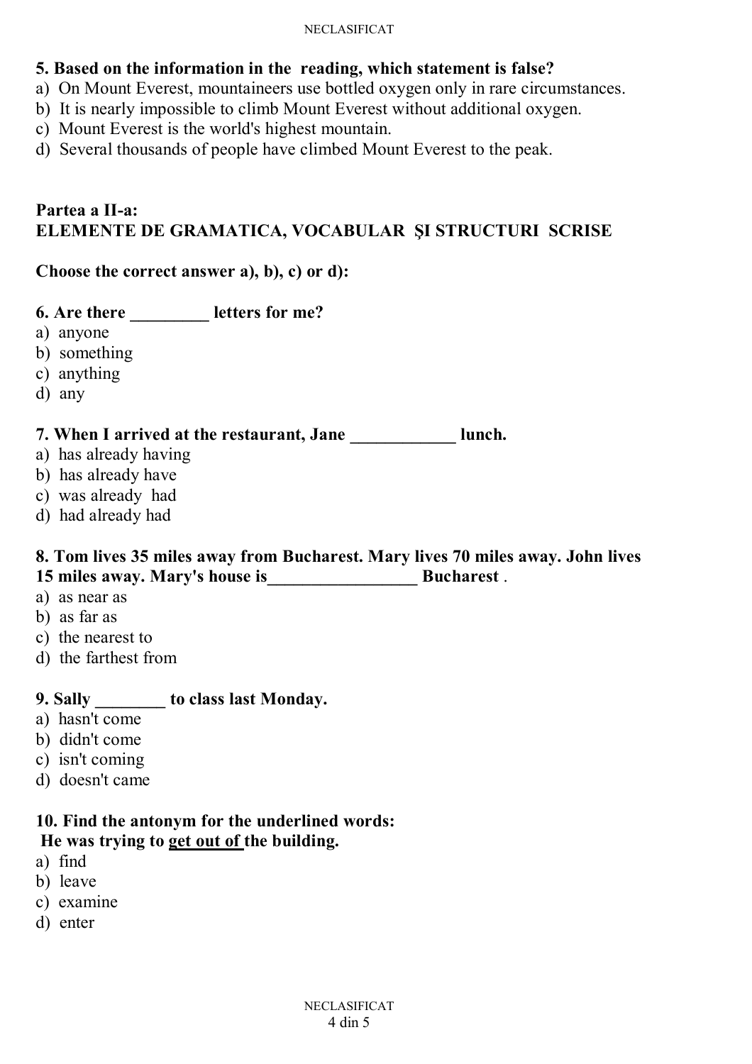**5. Based on the information in the reading, which statement is false?**

a) On Mount Everest, mountaineers use bottled oxygen only in rare circumstances.
b) It is nearly impossible to climb Mount Everest without additional oxygen.
c) Mount Everest is the world's highest mountain.
d) Several thousands of people have climbed Mount Everest to the peak.

## Partea a II-a:
## ELEMENTE DE GRAMATICA, VOCABULAR ȘI STRUCTURI SCRISE

**Choose the correct answer a), b), c) or d):**

**6. Are there _________ letters for me?**

a) anyone
b) something
c) anything
d) any

**7. When I arrived at the restaurant, Jane ____________ lunch.**

a) has already having
b) has already have
c) was already had
d) had already had

**8. Tom lives 35 miles away from Bucharest. Mary lives 70 miles away. John lives 15 miles away. Mary's house is_________________ Bucharest .**

a) as near as
b) as far as
c) the nearest to
d) the farthest from

**9. Sally ________ to class last Monday.**

a) hasn't come
b) didn't come
c) isn't coming
d) doesn't came

**10. Find the antonym for the underlined words:**
**He was trying to <u>get out of</u> the building.**

a) find
b) leave
c) examine
d) enter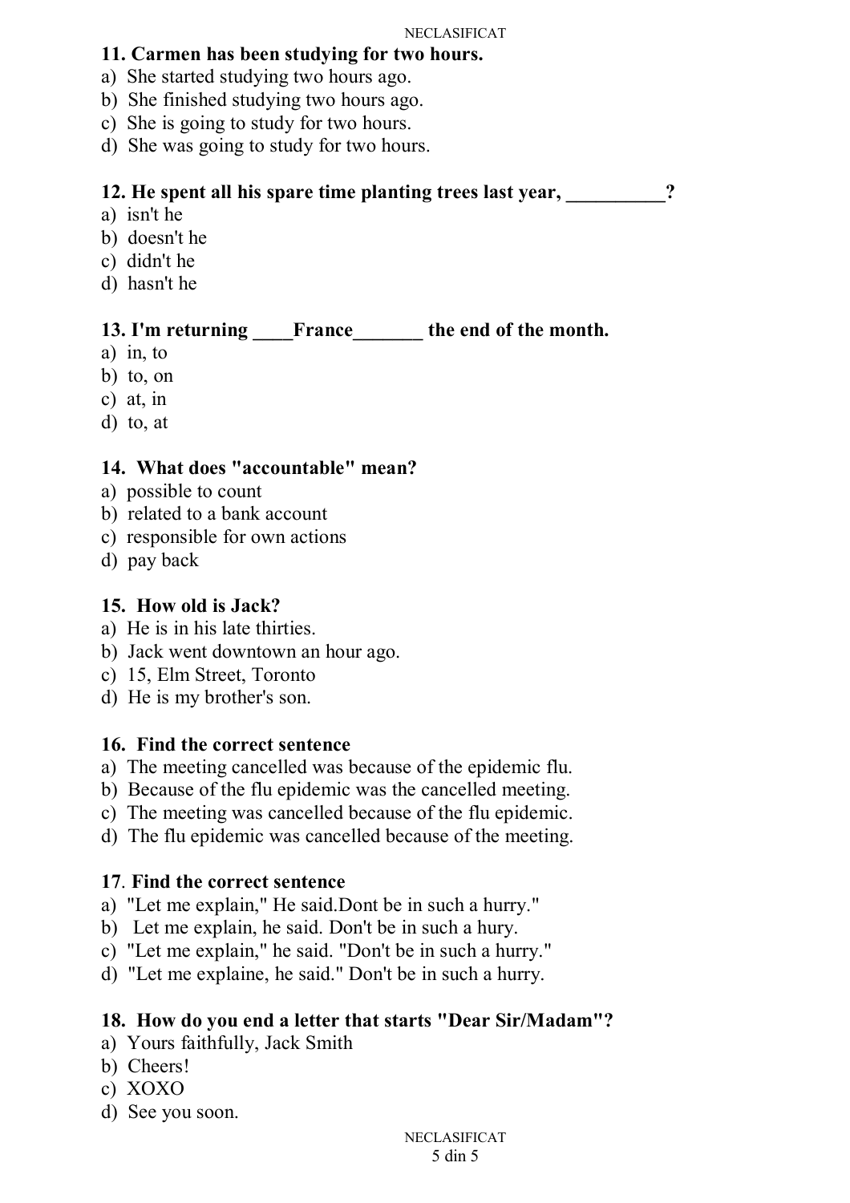**11. Carmen has been studying for two hours.**

a) She started studying two hours ago.
b) She finished studying two hours ago.
c) She is going to study for two hours.
d) She was going to study for two hours.

**12. He spent all his spare time planting trees last year, __________?**

a) isn't he
b) doesn't he
c) didn't he
d) hasn't he

**13. I'm returning ____France_______ the end of the month.**

a) in, to
b) to, on
c) at, in
d) to, at

**14. What does "accountable" mean?**

a) possible to count
b) related to a bank account
c) responsible for own actions
d) pay back

**15. How old is Jack?**

a) He is in his late thirties.
b) Jack went downtown an hour ago.
c) 15, Elm Street, Toronto
d) He is my brother's son.

**16. Find the correct sentence**

a) The meeting cancelled was because of the epidemic flu.
b) Because of the flu epidemic was the cancelled meeting.
c) The meeting was cancelled because of the flu epidemic.
d) The flu epidemic was cancelled because of the meeting.

17. **Find the correct sentence**

a) "Let me explain," He said.Dont be in such a hurry."
b) Let me explain, he said. Don't be in such a hury.
c) "Let me explain," he said. "Don't be in such a hurry."
d) "Let me explaine, he said." Don't be in such a hurry.

**18. How do you end a letter that starts "Dear Sir/Madam"?**

a) Yours faithfully, Jack Smith
b) Cheers!
c) XOXO
d) See you soon.